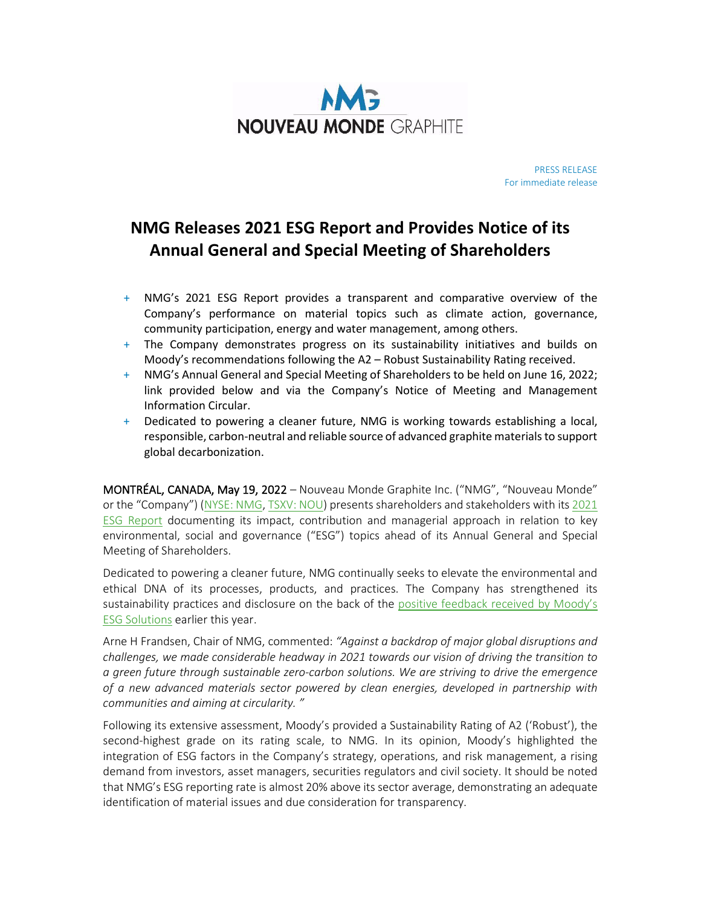NOUVEAU MONDE GRAPHITE

PRESS RELEASE
For immediate release

# NMG Releases 2021 ESG Report and Provides Notice of its Annual General and Special Meeting of Shareholders

- NMG's 2021 ESG Report provides a transparent and comparative overview of the Company's performance on material topics such as climate action, governance, community participation, energy and water management, among others.
- The Company demonstrates progress on its sustainability initiatives and builds on Moody's recommendations following the A2 – Robust Sustainability Rating received.
- NMG's Annual General and Special Meeting of Shareholders to be held on June 16, 2022; link provided below and via the Company's Notice of Meeting and Management Information Circular.
- Dedicated to powering a cleaner future, NMG is working towards establishing a local, responsible, carbon-neutral and reliable source of advanced graphite materials to support global decarbonization.

**MONTRÉAL, CANADA, May 19, 2022** – Nouveau Monde Graphite Inc. ("NMG", "Nouveau Monde" or the "Company") (NYSE: NMG, TSXV: NOU) presents shareholders and stakeholders with its 2021 ESG Report documenting its impact, contribution and managerial approach in relation to key environmental, social and governance ("ESG") topics ahead of its Annual General and Special Meeting of Shareholders.

Dedicated to powering a cleaner future, NMG continually seeks to elevate the environmental and ethical DNA of its processes, products, and practices. The Company has strengthened its sustainability practices and disclosure on the back of the positive feedback received by Moody's ESG Solutions earlier this year.

Arne H Frandsen, Chair of NMG, commented: *"Against a backdrop of major global disruptions and challenges, we made considerable headway in 2021 towards our vision of driving the transition to a green future through sustainable zero-carbon solutions. We are striving to drive the emergence of a new advanced materials sector powered by clean energies, developed in partnership with communities and aiming at circularity. "*

Following its extensive assessment, Moody's provided a Sustainability Rating of A2 ('Robust'), the second-highest grade on its rating scale, to NMG. In its opinion, Moody's highlighted the integration of ESG factors in the Company's strategy, operations, and risk management, a rising demand from investors, asset managers, securities regulators and civil society. It should be noted that NMG's ESG reporting rate is almost 20% above its sector average, demonstrating an adequate identification of material issues and due consideration for transparency.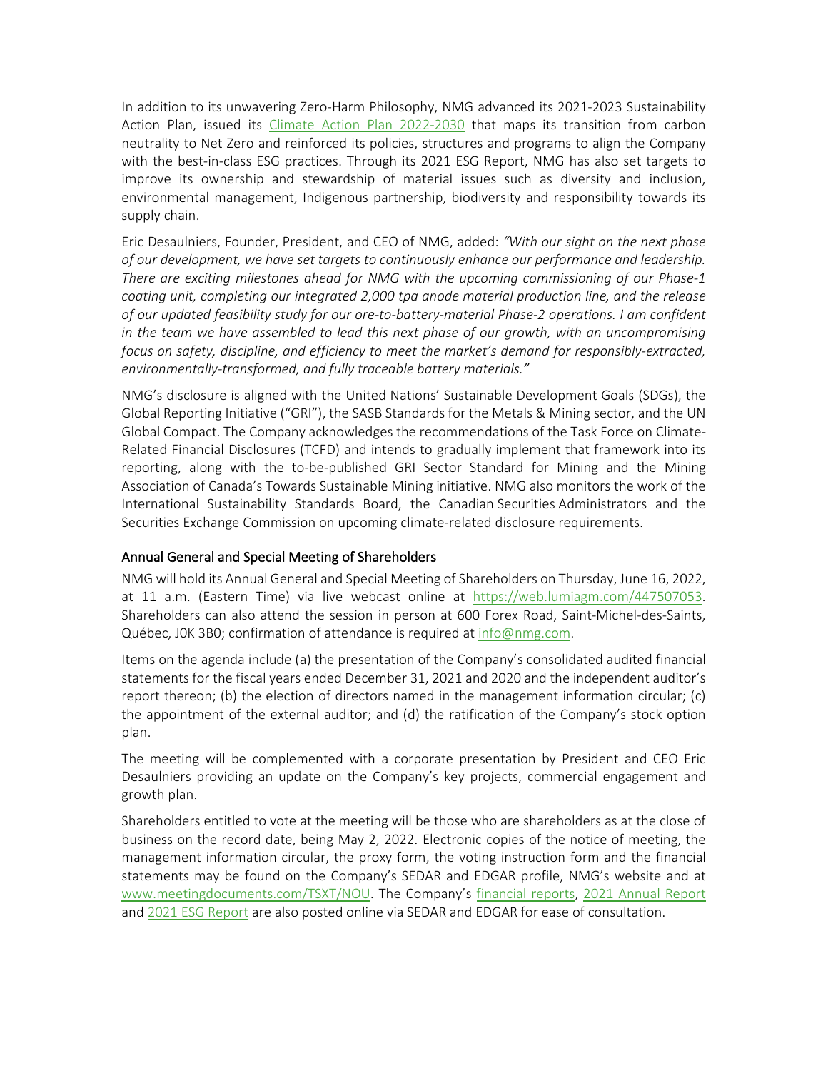In addition to its unwavering Zero-Harm Philosophy, NMG advanced its 2021-2023 Sustainability Action Plan, issued its Climate Action Plan 2022-2030 that maps its transition from carbon neutrality to Net Zero and reinforced its policies, structures and programs to align the Company with the best-in-class ESG practices. Through its 2021 ESG Report, NMG has also set targets to improve its ownership and stewardship of material issues such as diversity and inclusion, environmental management, Indigenous partnership, biodiversity and responsibility towards its supply chain.

Eric Desaulniers, Founder, President, and CEO of NMG, added: *"With our sight on the next phase of our development, we have set targets to continuously enhance our performance and leadership. There are exciting milestones ahead for NMG with the upcoming commissioning of our Phase-1 coating unit, completing our integrated 2,000 tpa anode material production line, and the release of our updated feasibility study for our ore-to-battery-material Phase-2 operations. I am confident in the team we have assembled to lead this next phase of our growth, with an uncompromising focus on safety, discipline, and efficiency to meet the market's demand for responsibly-extracted, environmentally-transformed, and fully traceable battery materials."*

NMG's disclosure is aligned with the United Nations' Sustainable Development Goals (SDGs), the Global Reporting Initiative ("GRI"), the SASB Standards for the Metals & Mining sector, and the UN Global Compact. The Company acknowledges the recommendations of the Task Force on Climate-Related Financial Disclosures (TCFD) and intends to gradually implement that framework into its reporting, along with the to-be-published GRI Sector Standard for Mining and the Mining Association of Canada's Towards Sustainable Mining initiative. NMG also monitors the work of the International Sustainability Standards Board, the Canadian Securities Administrators and the Securities Exchange Commission on upcoming climate-related disclosure requirements.

## Annual General and Special Meeting of Shareholders

NMG will hold its Annual General and Special Meeting of Shareholders on Thursday, June 16, 2022, at 11 a.m. (Eastern Time) via live webcast online at https://web.lumiagm.com/447507053. Shareholders can also attend the session in person at 600 Forex Road, Saint-Michel-des-Saints, Québec, J0K 3B0; confirmation of attendance is required at info@nmg.com.

Items on the agenda include (a) the presentation of the Company's consolidated audited financial statements for the fiscal years ended December 31, 2021 and 2020 and the independent auditor's report thereon; (b) the election of directors named in the management information circular; (c) the appointment of the external auditor; and (d) the ratification of the Company's stock option plan.

The meeting will be complemented with a corporate presentation by President and CEO Eric Desaulniers providing an update on the Company's key projects, commercial engagement and growth plan.

Shareholders entitled to vote at the meeting will be those who are shareholders as at the close of business on the record date, being May 2, 2022. Electronic copies of the notice of meeting, the management information circular, the proxy form, the voting instruction form and the financial statements may be found on the Company's SEDAR and EDGAR profile, NMG's website and at www.meetingdocuments.com/TSXT/NOU. The Company's financial reports, 2021 Annual Report and 2021 ESG Report are also posted online via SEDAR and EDGAR for ease of consultation.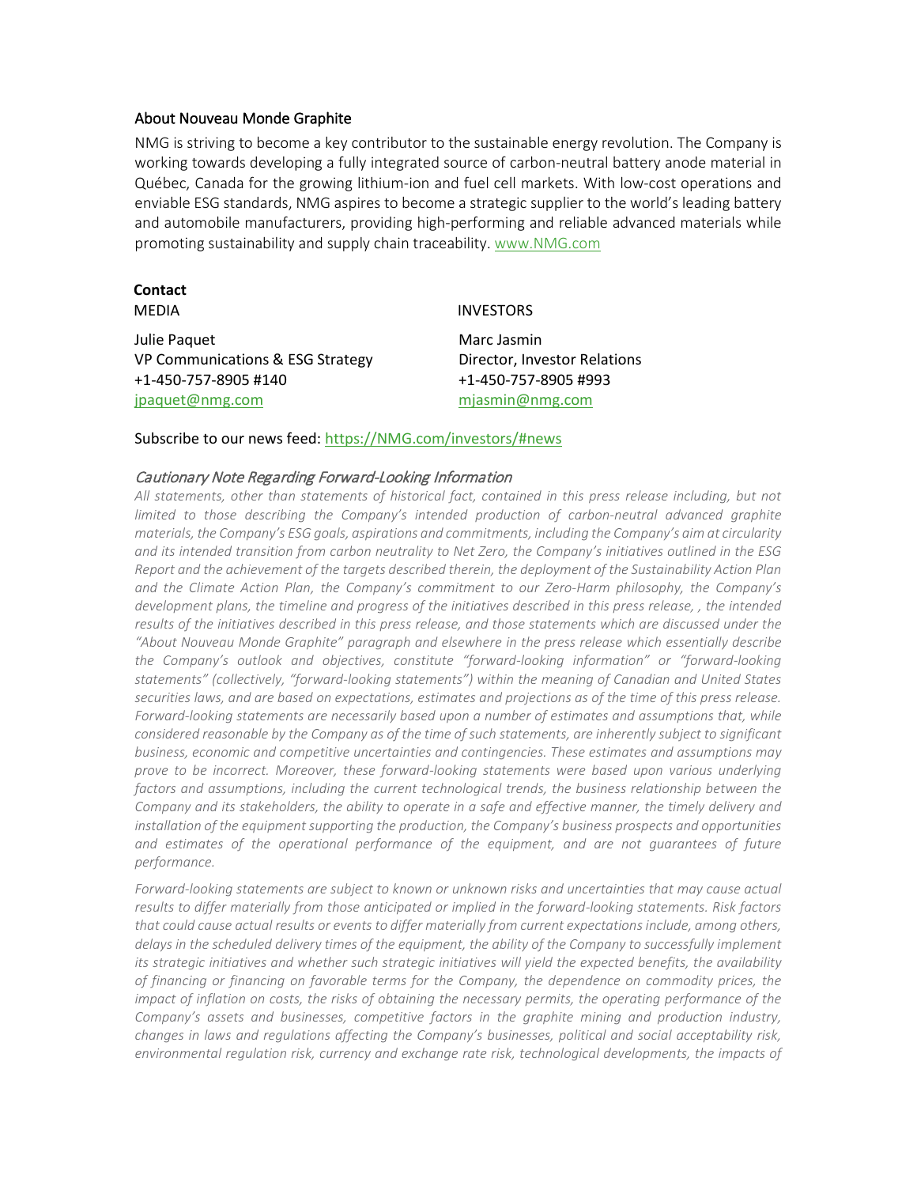## About Nouveau Monde Graphite

NMG is striving to become a key contributor to the sustainable energy revolution. The Company is working towards developing a fully integrated source of carbon-neutral battery anode material in Québec, Canada for the growing lithium-ion and fuel cell markets. With low-cost operations and enviable ESG standards, NMG aspires to become a strategic supplier to the world's leading battery and automobile manufacturers, providing high-performing and reliable advanced materials while promoting sustainability and supply chain traceability. www.NMG.com

**Contact**

| MEDIA | INVESTORS |
| --- | --- |
| Julie Paquet | Marc Jasmin |
| VP Communications & ESG Strategy | Director, Investor Relations |
| +1-450-757-8905 #140 | +1-450-757-8905 #993 |
| jpaquet@nmg.com | mjasmin@nmg.com |

Subscribe to our news feed: https://NMG.com/investors/#news

### *Cautionary Note Regarding Forward-Looking Information*

*All statements, other than statements of historical fact, contained in this press release including, but not limited to those describing the Company's intended production of carbon-neutral advanced graphite materials, the Company's ESG goals, aspirations and commitments, including the Company's aim at circularity and its intended transition from carbon neutrality to Net Zero, the Company's initiatives outlined in the ESG Report and the achievement of the targets described therein, the deployment of the Sustainability Action Plan and the Climate Action Plan, the Company's commitment to our Zero-Harm philosophy, the Company's development plans, the timeline and progress of the initiatives described in this press release, , the intended results of the initiatives described in this press release, and those statements which are discussed under the "About Nouveau Monde Graphite" paragraph and elsewhere in the press release which essentially describe the Company's outlook and objectives, constitute "forward-looking information" or "forward-looking statements" (collectively, "forward-looking statements") within the meaning of Canadian and United States securities laws, and are based on expectations, estimates and projections as of the time of this press release. Forward-looking statements are necessarily based upon a number of estimates and assumptions that, while considered reasonable by the Company as of the time of such statements, are inherently subject to significant business, economic and competitive uncertainties and contingencies. These estimates and assumptions may prove to be incorrect. Moreover, these forward-looking statements were based upon various underlying factors and assumptions, including the current technological trends, the business relationship between the Company and its stakeholders, the ability to operate in a safe and effective manner, the timely delivery and installation of the equipment supporting the production, the Company's business prospects and opportunities and estimates of the operational performance of the equipment, and are not guarantees of future performance.*

*Forward-looking statements are subject to known or unknown risks and uncertainties that may cause actual results to differ materially from those anticipated or implied in the forward-looking statements. Risk factors that could cause actual results or events to differ materially from current expectations include, among others, delays in the scheduled delivery times of the equipment, the ability of the Company to successfully implement its strategic initiatives and whether such strategic initiatives will yield the expected benefits, the availability of financing or financing on favorable terms for the Company, the dependence on commodity prices, the impact of inflation on costs, the risks of obtaining the necessary permits, the operating performance of the Company's assets and businesses, competitive factors in the graphite mining and production industry, changes in laws and regulations affecting the Company's businesses, political and social acceptability risk, environmental regulation risk, currency and exchange rate risk, technological developments, the impacts of*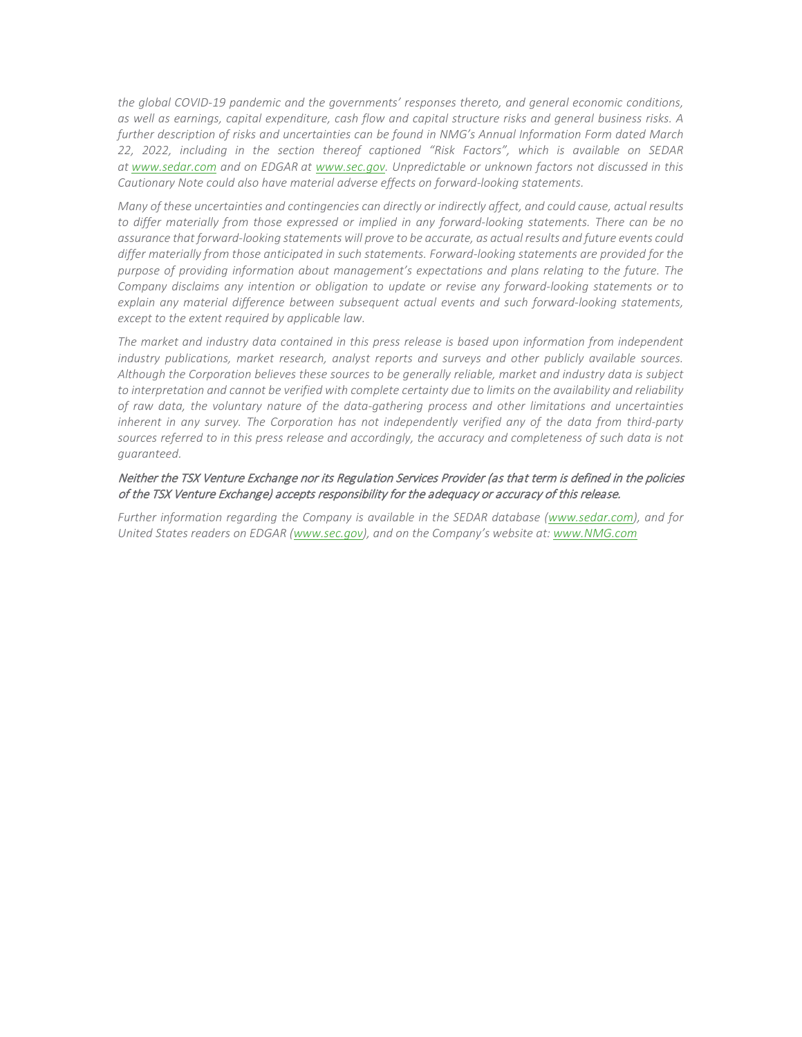*the global COVID-19 pandemic and the governments' responses thereto, and general economic conditions, as well as earnings, capital expenditure, cash flow and capital structure risks and general business risks. A further description of risks and uncertainties can be found in NMG's Annual Information Form dated March 22, 2022, including in the section thereof captioned "Risk Factors", which is available on SEDAR at [www.sedar.com](http://www.sedar.com) and on EDGAR at [www.sec.gov](http://www.sec.gov). Unpredictable or unknown factors not discussed in this Cautionary Note could also have material adverse effects on forward-looking statements.*

*Many of these uncertainties and contingencies can directly or indirectly affect, and could cause, actual results to differ materially from those expressed or implied in any forward-looking statements. There can be no assurance that forward-looking statements will prove to be accurate, as actual results and future events could differ materially from those anticipated in such statements. Forward-looking statements are provided for the purpose of providing information about management's expectations and plans relating to the future. The Company disclaims any intention or obligation to update or revise any forward-looking statements or to explain any material difference between subsequent actual events and such forward-looking statements, except to the extent required by applicable law.*

*The market and industry data contained in this press release is based upon information from independent industry publications, market research, analyst reports and surveys and other publicly available sources. Although the Corporation believes these sources to be generally reliable, market and industry data is subject to interpretation and cannot be verified with complete certainty due to limits on the availability and reliability of raw data, the voluntary nature of the data-gathering process and other limitations and uncertainties inherent in any survey. The Corporation has not independently verified any of the data from third-party sources referred to in this press release and accordingly, the accuracy and completeness of such data is not guaranteed.*

*Neither the TSX Venture Exchange nor its Regulation Services Provider (as that term is defined in the policies of the TSX Venture Exchange) accepts responsibility for the adequacy or accuracy of this release.*

*Further information regarding the Company is available in the SEDAR database ([www.sedar.com](http://www.sedar.com)), and for United States readers on EDGAR ([www.sec.gov](http://www.sec.gov)), and on the Company's website at: [www.NMG.com](http://www.NMG.com)*